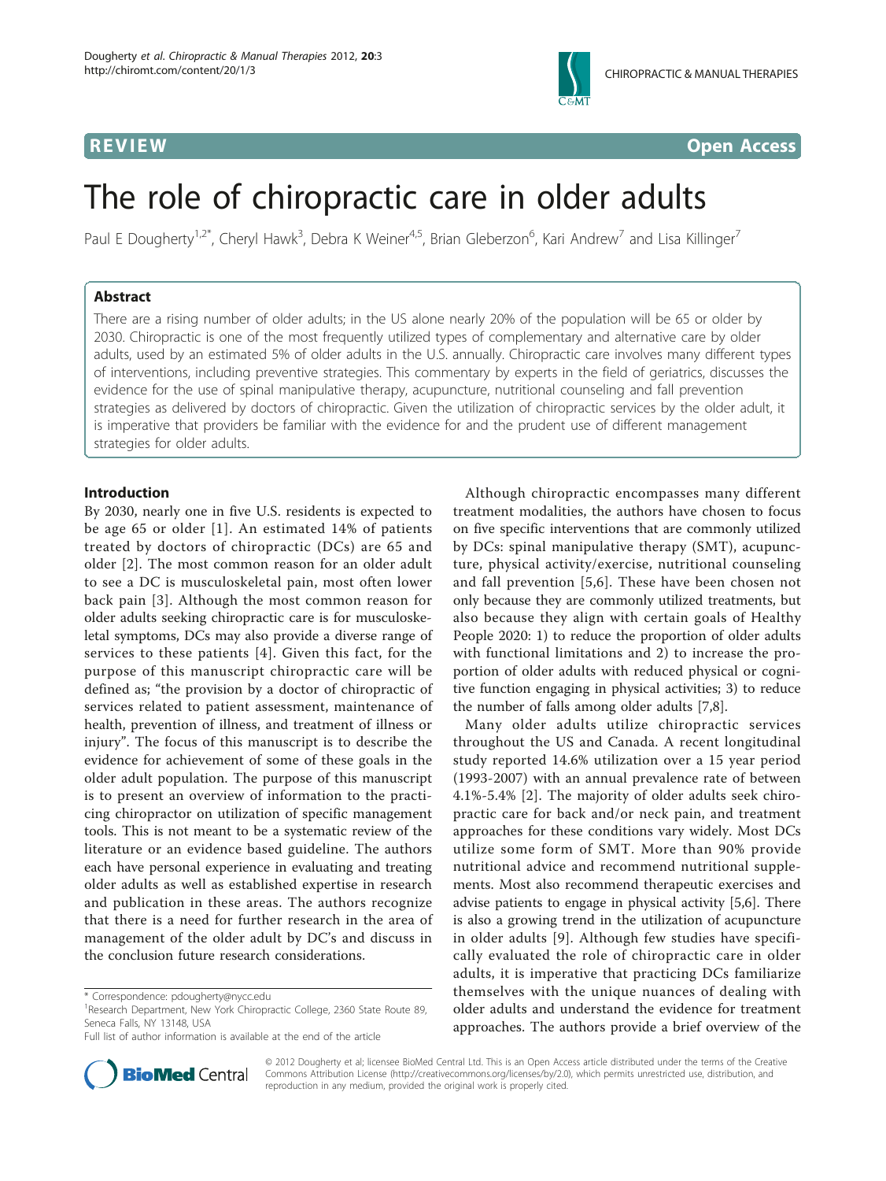REVIEW Open Access

# The role of chiropractic care in older adults

Paul E Dougherty[1,2*], Cheryl Hawk[3], Debra K Weiner[4,5], Brian Gleberzon[6], Kari Andrew[7] and Lisa Killinger[7]

## Abstract

There are a rising number of older adults; in the US alone nearly 20% of the population will be 65 or older by 2030. Chiropractic is one of the most frequently utilized types of complementary and alternative care by older adults, used by an estimated 5% of older adults in the U.S. annually. Chiropractic care involves many different types of interventions, including preventive strategies. This commentary by experts in the field of geriatrics, discusses the evidence for the use of spinal manipulative therapy, acupuncture, nutritional counseling and fall prevention strategies as delivered by doctors of chiropractic. Given the utilization of chiropractic services by the older adult, it is imperative that providers be familiar with the evidence for and the prudent use of different management strategies for older adults.

## Introduction

By 2030, nearly one in five U.S. residents is expected to be age 65 or older [1]. An estimated 14% of patients treated by doctors of chiropractic (DCs) are 65 and older [2]. The most common reason for an older adult to see a DC is musculoskeletal pain, most often lower back pain [3]. Although the most common reason for older adults seeking chiropractic care is for musculoskeletal symptoms, DCs may also provide a diverse range of services to these patients [4]. Given this fact, for the purpose of this manuscript chiropractic care will be defined as; "the provision by a doctor of chiropractic of services related to patient assessment, maintenance of health, prevention of illness, and treatment of illness or injury". The focus of this manuscript is to describe the evidence for achievement of some of these goals in the older adult population. The purpose of this manuscript is to present an overview of information to the practicing chiropractor on utilization of specific management tools. This is not meant to be a systematic review of the literature or an evidence based guideline. The authors each have personal experience in evaluating and treating older adults as well as established expertise in research and publication in these areas. The authors recognize that there is a need for further research in the area of management of the older adult by DC's and discuss in the conclusion future research considerations.

Although chiropractic encompasses many different treatment modalities, the authors have chosen to focus on five specific interventions that are commonly utilized by DCs: spinal manipulative therapy (SMT), acupuncture, physical activity/exercise, nutritional counseling and fall prevention [5,6]. These have been chosen not only because they are commonly utilized treatments, but also because they align with certain goals of Healthy People 2020: 1) to reduce the proportion of older adults with functional limitations and 2) to increase the proportion of older adults with reduced physical or cognitive function engaging in physical activities; 3) to reduce the number of falls among older adults [7,8].

Many older adults utilize chiropractic services throughout the US and Canada. A recent longitudinal study reported 14.6% utilization over a 15 year period (1993-2007) with an annual prevalence rate of between 4.1%-5.4% [2]. The majority of older adults seek chiropractic care for back and/or neck pain, and treatment approaches for these conditions vary widely. Most DCs utilize some form of SMT. More than 90% provide nutritional advice and recommend nutritional supplements. Most also recommend therapeutic exercises and advise patients to engage in physical activity [5,6]. There is also a growing trend in the utilization of acupuncture in older adults [9]. Although few studies have specifically evaluated the role of chiropractic care in older adults, it is imperative that practicing DCs familiarize themselves with the unique nuances of dealing with older adults and understand the evidence for treatment approaches. The authors provide a brief overview of the

\* Correspondence: pdougherty@nycc.edu
[1]Research Department, New York Chiropractic College, 2360 State Route 89, Seneca Falls, NY 13148, USA
Full list of author information is available at the end of the article

© 2012 Dougherty et al; licensee BioMed Central Ltd. This is an Open Access article distributed under the terms of the Creative Commons Attribution License (http://creativecommons.org/licenses/by/2.0), which permits unrestricted use, distribution, and reproduction in any medium, provided the original work is properly cited.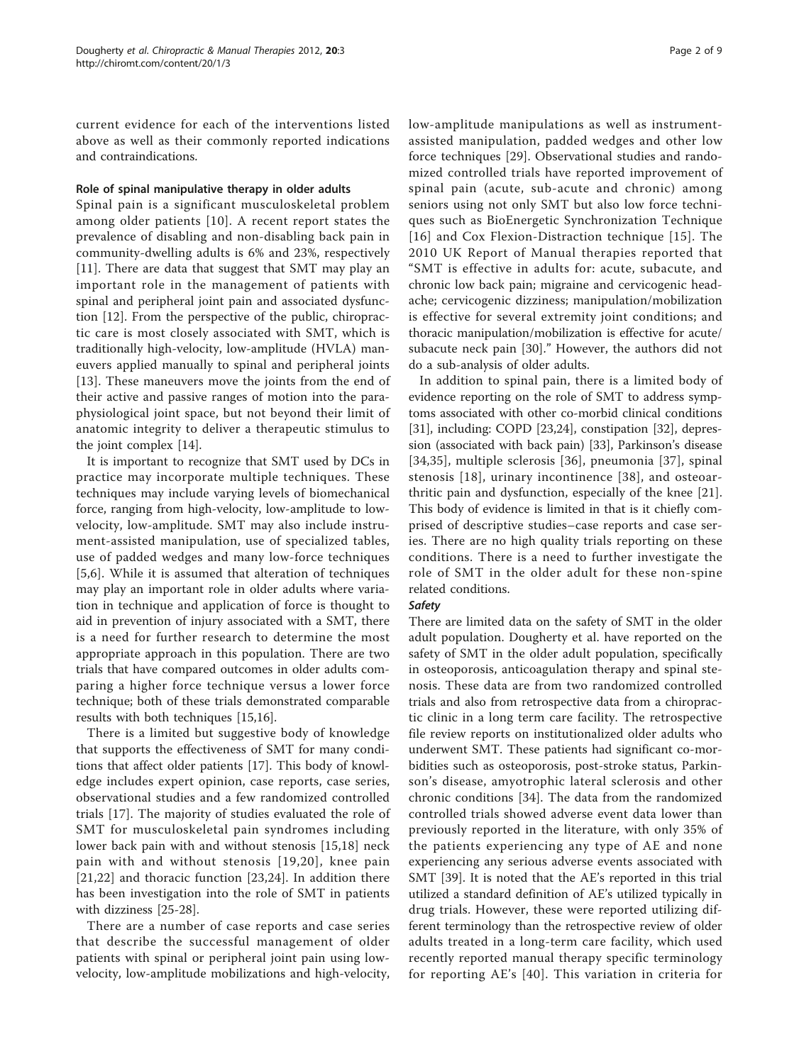current evidence for each of the interventions listed above as well as their commonly reported indications and contraindications.

### Role of spinal manipulative therapy in older adults

Spinal pain is a significant musculoskeletal problem among older patients [10]. A recent report states the prevalence of disabling and non-disabling back pain in community-dwelling adults is 6% and 23%, respectively [11]. There are data that suggest that SMT may play an important role in the management of patients with spinal and peripheral joint pain and associated dysfunction [12]. From the perspective of the public, chiropractic care is most closely associated with SMT, which is traditionally high-velocity, low-amplitude (HVLA) maneuvers applied manually to spinal and peripheral joints [13]. These maneuvers move the joints from the end of their active and passive ranges of motion into the paraphysiological joint space, but not beyond their limit of anatomic integrity to deliver a therapeutic stimulus to the joint complex [14].

It is important to recognize that SMT used by DCs in practice may incorporate multiple techniques. These techniques may include varying levels of biomechanical force, ranging from high-velocity, low-amplitude to low-velocity, low-amplitude. SMT may also include instrument-assisted manipulation, use of specialized tables, use of padded wedges and many low-force techniques [5,6]. While it is assumed that alteration of techniques may play an important role in older adults where variation in technique and application of force is thought to aid in prevention of injury associated with a SMT, there is a need for further research to determine the most appropriate approach in this population. There are two trials that have compared outcomes in older adults comparing a higher force technique versus a lower force technique; both of these trials demonstrated comparable results with both techniques [15,16].

There is a limited but suggestive body of knowledge that supports the effectiveness of SMT for many conditions that affect older patients [17]. This body of knowledge includes expert opinion, case reports, case series, observational studies and a few randomized controlled trials [17]. The majority of studies evaluated the role of SMT for musculoskeletal pain syndromes including lower back pain with and without stenosis [15,18] neck pain with and without stenosis [19,20], knee pain [21,22] and thoracic function [23,24]. In addition there has been investigation into the role of SMT in patients with dizziness [25-28].

There are a number of case reports and case series that describe the successful management of older patients with spinal or peripheral joint pain using low-velocity, low-amplitude mobilizations and high-velocity, low-amplitude manipulations as well as instrument-assisted manipulation, padded wedges and other low force techniques [29]. Observational studies and randomized controlled trials have reported improvement of spinal pain (acute, sub-acute and chronic) among seniors using not only SMT but also low force techniques such as BioEnergetic Synchronization Technique [16] and Cox Flexion-Distraction technique [15]. The 2010 UK Report of Manual therapies reported that "SMT is effective in adults for: acute, subacute, and chronic low back pain; migraine and cervicogenic headache; cervicogenic dizziness; manipulation/mobilization is effective for several extremity joint conditions; and thoracic manipulation/mobilization is effective for acute/subacute neck pain [30]." However, the authors did not do a sub-analysis of older adults.

In addition to spinal pain, there is a limited body of evidence reporting on the role of SMT to address symptoms associated with other co-morbid clinical conditions [31], including: COPD [23,24], constipation [32], depression (associated with back pain) [33], Parkinson's disease [34,35], multiple sclerosis [36], pneumonia [37], spinal stenosis [18], urinary incontinence [38], and osteoarthritic pain and dysfunction, especially of the knee [21]. This body of evidence is limited in that is it chiefly comprised of descriptive studies–case reports and case series. There are no high quality trials reporting on these conditions. There is a need to further investigate the role of SMT in the older adult for these non-spine related conditions.

#### *Safety*

There are limited data on the safety of SMT in the older adult population. Dougherty et al. have reported on the safety of SMT in the older adult population, specifically in osteoporosis, anticoagulation therapy and spinal stenosis. These data are from two randomized controlled trials and also from retrospective data from a chiropractic clinic in a long term care facility. The retrospective file review reports on institutionalized older adults who underwent SMT. These patients had significant co-morbidities such as osteoporosis, post-stroke status, Parkinson's disease, amyotrophic lateral sclerosis and other chronic conditions [34]. The data from the randomized controlled trials showed adverse event data lower than previously reported in the literature, with only 35% of the patients experiencing any type of AE and none experiencing any serious adverse events associated with SMT [39]. It is noted that the AE's reported in this trial utilized a standard definition of AE's utilized typically in drug trials. However, these were reported utilizing different terminology than the retrospective review of older adults treated in a long-term care facility, which used recently reported manual therapy specific terminology for reporting AE's [40]. This variation in criteria for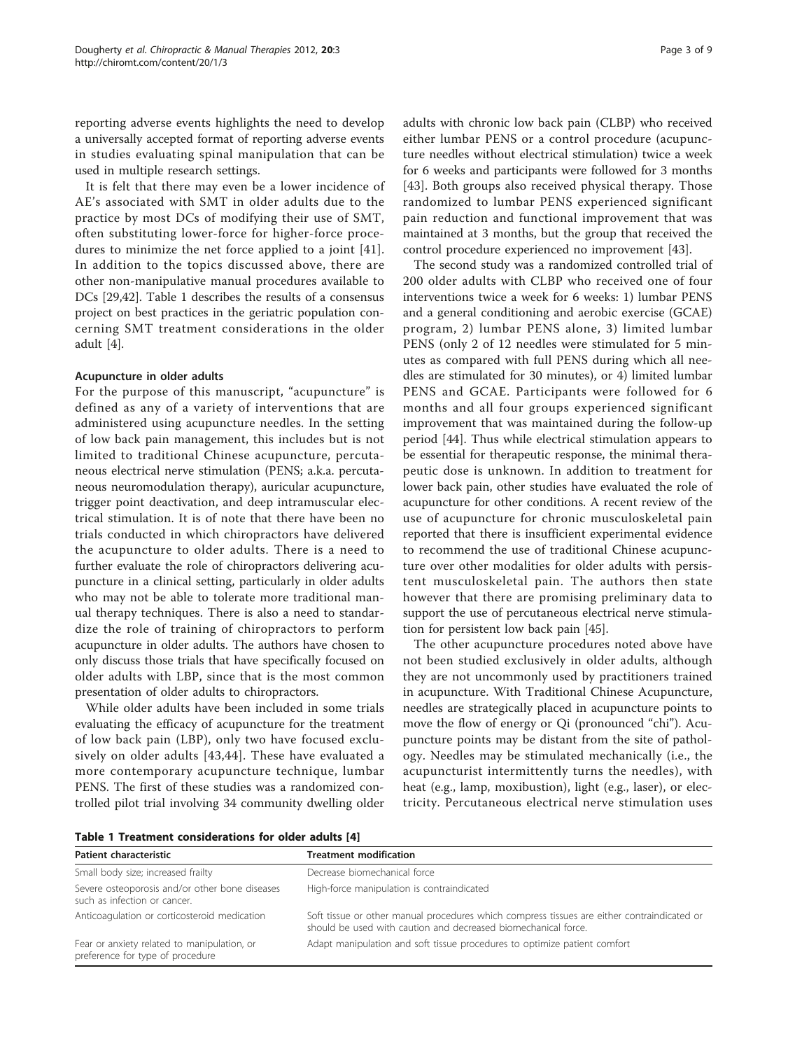reporting adverse events highlights the need to develop a universally accepted format of reporting adverse events in studies evaluating spinal manipulation that can be used in multiple research settings.

It is felt that there may even be a lower incidence of AE's associated with SMT in older adults due to the practice by most DCs of modifying their use of SMT, often substituting lower-force for higher-force procedures to minimize the net force applied to a joint [41]. In addition to the topics discussed above, there are other non-manipulative manual procedures available to DCs [29,42]. Table 1 describes the results of a consensus project on best practices in the geriatric population concerning SMT treatment considerations in the older adult [4].

### Acupuncture in older adults

For the purpose of this manuscript, "acupuncture" is defined as any of a variety of interventions that are administered using acupuncture needles. In the setting of low back pain management, this includes but is not limited to traditional Chinese acupuncture, percutaneous electrical nerve stimulation (PENS; a.k.a. percutaneous neuromodulation therapy), auricular acupuncture, trigger point deactivation, and deep intramuscular electrical stimulation. It is of note that there have been no trials conducted in which chiropractors have delivered the acupuncture to older adults. There is a need to further evaluate the role of chiropractors delivering acupuncture in a clinical setting, particularly in older adults who may not be able to tolerate more traditional manual therapy techniques. There is also a need to standardize the role of training of chiropractors to perform acupuncture in older adults. The authors have chosen to only discuss those trials that have specifically focused on older adults with LBP, since that is the most common presentation of older adults to chiropractors.

While older adults have been included in some trials evaluating the efficacy of acupuncture for the treatment of low back pain (LBP), only two have focused exclusively on older adults [43,44]. These have evaluated a more contemporary acupuncture technique, lumbar PENS. The first of these studies was a randomized controlled pilot trial involving 34 community dwelling older adults with chronic low back pain (CLBP) who received either lumbar PENS or a control procedure (acupuncture needles without electrical stimulation) twice a week for 6 weeks and participants were followed for 3 months [43]. Both groups also received physical therapy. Those randomized to lumbar PENS experienced significant pain reduction and functional improvement that was maintained at 3 months, but the group that received the control procedure experienced no improvement [43].

The second study was a randomized controlled trial of 200 older adults with CLBP who received one of four interventions twice a week for 6 weeks: 1) lumbar PENS and a general conditioning and aerobic exercise (GCAE) program, 2) lumbar PENS alone, 3) limited lumbar PENS (only 2 of 12 needles were stimulated for 5 minutes as compared with full PENS during which all needles are stimulated for 30 minutes), or 4) limited lumbar PENS and GCAE. Participants were followed for 6 months and all four groups experienced significant improvement that was maintained during the follow-up period [44]. Thus while electrical stimulation appears to be essential for therapeutic response, the minimal therapeutic dose is unknown. In addition to treatment for lower back pain, other studies have evaluated the role of acupuncture for other conditions. A recent review of the use of acupuncture for chronic musculoskeletal pain reported that there is insufficient experimental evidence to recommend the use of traditional Chinese acupuncture over other modalities for older adults with persistent musculoskeletal pain. The authors then state however that there are promising preliminary data to support the use of percutaneous electrical nerve stimulation for persistent low back pain [45].

The other acupuncture procedures noted above have not been studied exclusively in older adults, although they are not uncommonly used by practitioners trained in acupuncture. With Traditional Chinese Acupuncture, needles are strategically placed in acupuncture points to move the flow of energy or Qi (pronounced "chi"). Acupuncture points may be distant from the site of pathology. Needles may be stimulated mechanically (i.e., the acupuncturist intermittently turns the needles), with heat (e.g., lamp, moxibustion), light (e.g., laser), or electricity. Percutaneous electrical nerve stimulation uses

**Table 1 Treatment considerations for older adults [4]**

| Patient characteristic | Treatment modification |
|---|---|
| Small body size; increased frailty | Decrease biomechanical force |
| Severe osteoporosis and/or other bone diseases such as infection or cancer. | High-force manipulation is contraindicated |
| Anticoagulation or corticosteroid medication | Soft tissue or other manual procedures which compress tissues are either contraindicated or should be used with caution and decreased biomechanical force. |
| Fear or anxiety related to manipulation, or preference for type of procedure | Adapt manipulation and soft tissue procedures to optimize patient comfort |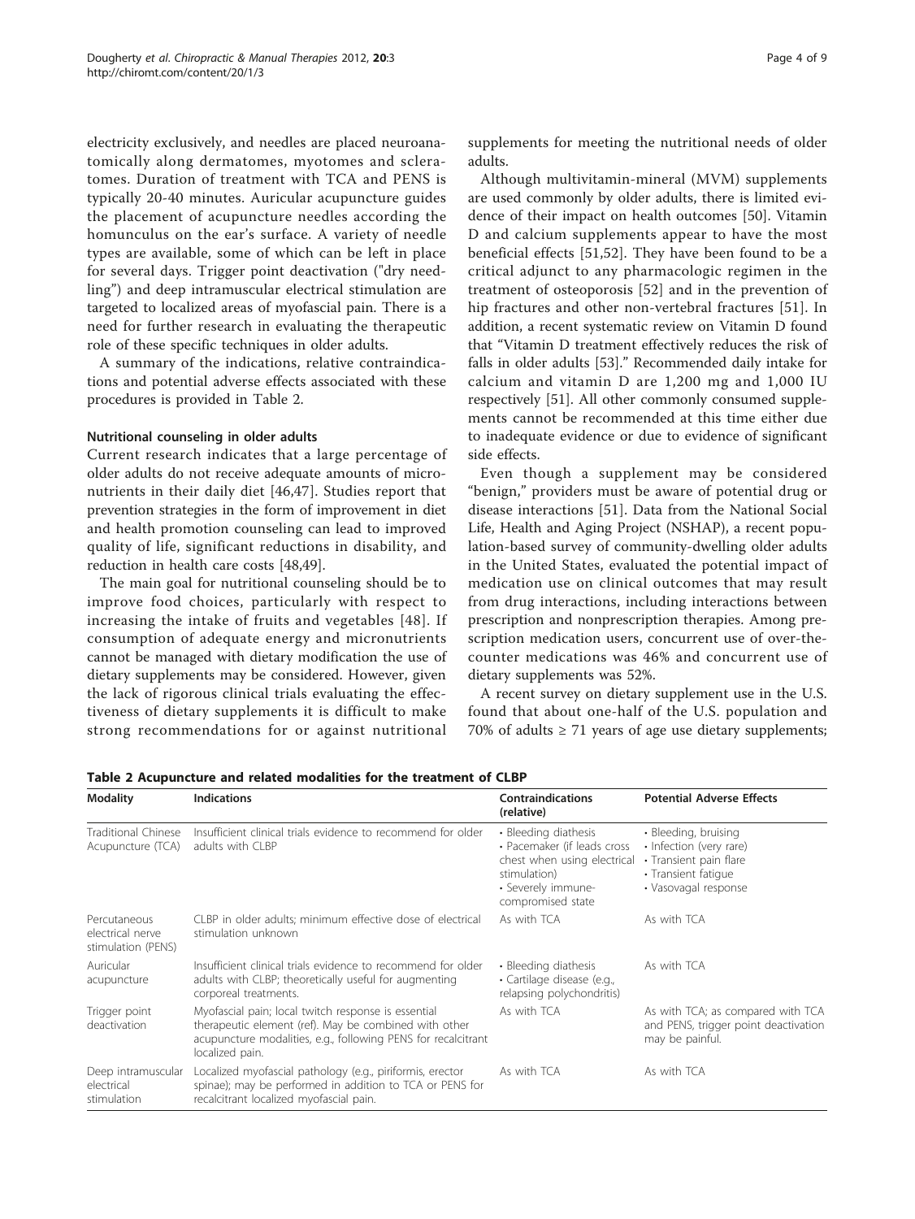electricity exclusively, and needles are placed neuroanatomically along dermatomes, myotomes and scleratomes. Duration of treatment with TCA and PENS is typically 20-40 minutes. Auricular acupuncture guides the placement of acupuncture needles according the homunculus on the ear's surface. A variety of needle types are available, some of which can be left in place for several days. Trigger point deactivation ("dry needling") and deep intramuscular electrical stimulation are targeted to localized areas of myofascial pain. There is a need for further research in evaluating the therapeutic role of these specific techniques in older adults.

A summary of the indications, relative contraindications and potential adverse effects associated with these procedures is provided in Table 2.

#### Nutritional counseling in older adults

Current research indicates that a large percentage of older adults do not receive adequate amounts of micronutrients in their daily diet [46,47]. Studies report that prevention strategies in the form of improvement in diet and health promotion counseling can lead to improved quality of life, significant reductions in disability, and reduction in health care costs [48,49].

The main goal for nutritional counseling should be to improve food choices, particularly with respect to increasing the intake of fruits and vegetables [48]. If consumption of adequate energy and micronutrients cannot be managed with dietary modification the use of dietary supplements may be considered. However, given the lack of rigorous clinical trials evaluating the effectiveness of dietary supplements it is difficult to make strong recommendations for or against nutritional supplements for meeting the nutritional needs of older adults.

Although multivitamin-mineral (MVM) supplements are used commonly by older adults, there is limited evidence of their impact on health outcomes [50]. Vitamin D and calcium supplements appear to have the most beneficial effects [51,52]. They have been found to be a critical adjunct to any pharmacologic regimen in the treatment of osteoporosis [52] and in the prevention of hip fractures and other non-vertebral fractures [51]. In addition, a recent systematic review on Vitamin D found that "Vitamin D treatment effectively reduces the risk of falls in older adults [53]." Recommended daily intake for calcium and vitamin D are 1,200 mg and 1,000 IU respectively [51]. All other commonly consumed supplements cannot be recommended at this time either due to inadequate evidence or due to evidence of significant side effects.

Even though a supplement may be considered "benign," providers must be aware of potential drug or disease interactions [51]. Data from the National Social Life, Health and Aging Project (NSHAP), a recent population-based survey of community-dwelling older adults in the United States, evaluated the potential impact of medication use on clinical outcomes that may result from drug interactions, including interactions between prescription and nonprescription therapies. Among prescription medication users, concurrent use of over-the-counter medications was 46% and concurrent use of dietary supplements was 52%.

A recent survey on dietary supplement use in the U.S. found that about one-half of the U.S. population and 70% of adults ≥ 71 years of age use dietary supplements;

**Table 2 Acupuncture and related modalities for the treatment of CLBP**

| Modality | Indications | Contraindications (relative) | Potential Adverse Effects |
|---|---|---|---|
| Traditional Chinese Acupuncture (TCA) | Insufficient clinical trials evidence to recommend for older adults with CLBP | • Bleeding diathesis<br>• Pacemaker (if leads cross chest when using electrical stimulation)<br>• Severely immune-compromised state | • Bleeding, bruising<br>• Infection (very rare)<br>• Transient pain flare<br>• Transient fatigue<br>• Vasovagal response |
| Percutaneous electrical nerve stimulation (PENS) | CLBP in older adults; minimum effective dose of electrical stimulation unknown | As with TCA | As with TCA |
| Auricular acupuncture | Insufficient clinical trials evidence to recommend for older adults with CLBP; theoretically useful for augmenting corporeal treatments. | • Bleeding diathesis<br>• Cartilage disease (e.g., relapsing polychondritis) | As with TCA |
| Trigger point deactivation | Myofascial pain; local twitch response is essential therapeutic element (ref). May be combined with other acupuncture modalities, e.g., following PENS for recalcitrant localized pain. | As with TCA | As with TCA; as compared with TCA and PENS, trigger point deactivation may be painful. |
| Deep intramuscular electrical stimulation | Localized myofascial pathology (e.g., piriformis, erector spinae); may be performed in addition to TCA or PENS for recalcitrant localized myofascial pain. | As with TCA | As with TCA |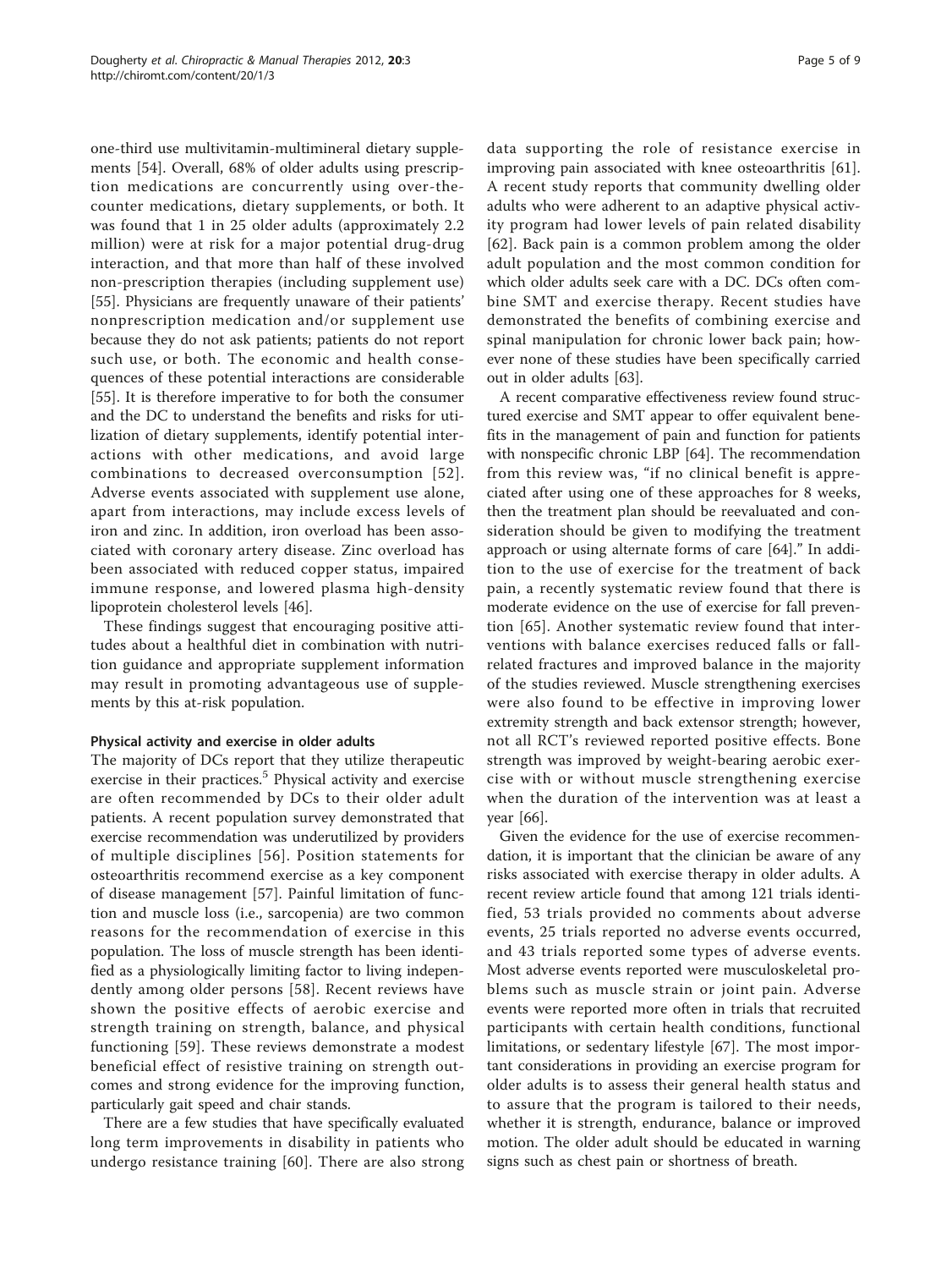one-third use multivitamin-multimineral dietary supplements [54]. Overall, 68% of older adults using prescription medications are concurrently using over-the-counter medications, dietary supplements, or both. It was found that 1 in 25 older adults (approximately 2.2 million) were at risk for a major potential drug-drug interaction, and that more than half of these involved non-prescription therapies (including supplement use) [55]. Physicians are frequently unaware of their patients' nonprescription medication and/or supplement use because they do not ask patients; patients do not report such use, or both. The economic and health consequences of these potential interactions are considerable [55]. It is therefore imperative to for both the consumer and the DC to understand the benefits and risks for utilization of dietary supplements, identify potential interactions with other medications, and avoid large combinations to decreased overconsumption [52]. Adverse events associated with supplement use alone, apart from interactions, may include excess levels of iron and zinc. In addition, iron overload has been associated with coronary artery disease. Zinc overload has been associated with reduced copper status, impaired immune response, and lowered plasma high-density lipoprotein cholesterol levels [46].

These findings suggest that encouraging positive attitudes about a healthful diet in combination with nutrition guidance and appropriate supplement information may result in promoting advantageous use of supplements by this at-risk population.

### Physical activity and exercise in older adults

The majority of DCs report that they utilize therapeutic exercise in their practices.[5] Physical activity and exercise are often recommended by DCs to their older adult patients. A recent population survey demonstrated that exercise recommendation was underutilized by providers of multiple disciplines [56]. Position statements for osteoarthritis recommend exercise as a key component of disease management [57]. Painful limitation of function and muscle loss (i.e., sarcopenia) are two common reasons for the recommendation of exercise in this population. The loss of muscle strength has been identified as a physiologically limiting factor to living independently among older persons [58]. Recent reviews have shown the positive effects of aerobic exercise and strength training on strength, balance, and physical functioning [59]. These reviews demonstrate a modest beneficial effect of resistive training on strength outcomes and strong evidence for the improving function, particularly gait speed and chair stands.

There are a few studies that have specifically evaluated long term improvements in disability in patients who undergo resistance training [60]. There are also strong data supporting the role of resistance exercise in improving pain associated with knee osteoarthritis [61]. A recent study reports that community dwelling older adults who were adherent to an adaptive physical activity program had lower levels of pain related disability [62]. Back pain is a common problem among the older adult population and the most common condition for which older adults seek care with a DC. DCs often combine SMT and exercise therapy. Recent studies have demonstrated the benefits of combining exercise and spinal manipulation for chronic lower back pain; however none of these studies have been specifically carried out in older adults [63].

A recent comparative effectiveness review found structured exercise and SMT appear to offer equivalent benefits in the management of pain and function for patients with nonspecific chronic LBP [64]. The recommendation from this review was, "if no clinical benefit is appreciated after using one of these approaches for 8 weeks, then the treatment plan should be reevaluated and consideration should be given to modifying the treatment approach or using alternate forms of care [64]." In addition to the use of exercise for the treatment of back pain, a recently systematic review found that there is moderate evidence on the use of exercise for fall prevention [65]. Another systematic review found that interventions with balance exercises reduced falls or fall-related fractures and improved balance in the majority of the studies reviewed. Muscle strengthening exercises were also found to be effective in improving lower extremity strength and back extensor strength; however, not all RCT's reviewed reported positive effects. Bone strength was improved by weight-bearing aerobic exercise with or without muscle strengthening exercise when the duration of the intervention was at least a year [66].

Given the evidence for the use of exercise recommendation, it is important that the clinician be aware of any risks associated with exercise therapy in older adults. A recent review article found that among 121 trials identified, 53 trials provided no comments about adverse events, 25 trials reported no adverse events occurred, and 43 trials reported some types of adverse events. Most adverse events reported were musculoskeletal problems such as muscle strain or joint pain. Adverse events were reported more often in trials that recruited participants with certain health conditions, functional limitations, or sedentary lifestyle [67]. The most important considerations in providing an exercise program for older adults is to assess their general health status and to assure that the program is tailored to their needs, whether it is strength, endurance, balance or improved motion. The older adult should be educated in warning signs such as chest pain or shortness of breath.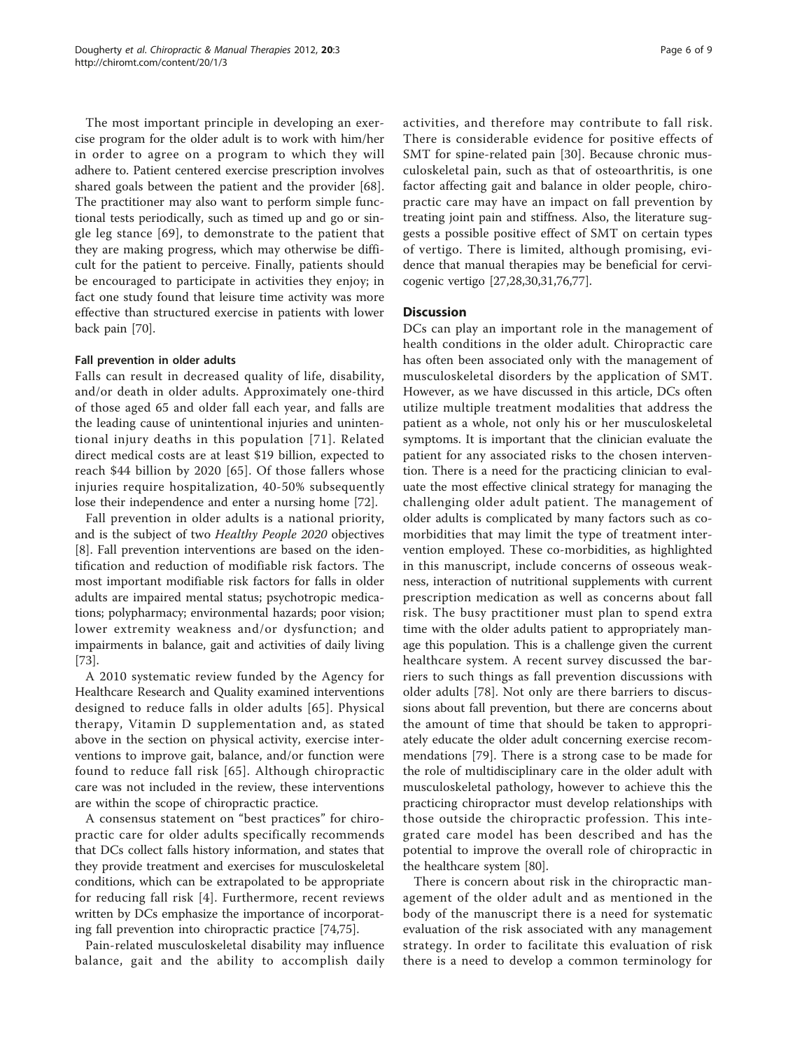The most important principle in developing an exercise program for the older adult is to work with him/her in order to agree on a program to which they will adhere to. Patient centered exercise prescription involves shared goals between the patient and the provider [68]. The practitioner may also want to perform simple functional tests periodically, such as timed up and go or single leg stance [69], to demonstrate to the patient that they are making progress, which may otherwise be difficult for the patient to perceive. Finally, patients should be encouraged to participate in activities they enjoy; in fact one study found that leisure time activity was more effective than structured exercise in patients with lower back pain [70].

#### Fall prevention in older adults

Falls can result in decreased quality of life, disability, and/or death in older adults. Approximately one-third of those aged 65 and older fall each year, and falls are the leading cause of unintentional injuries and unintentional injury deaths in this population [71]. Related direct medical costs are at least $19 billion, expected to reach $44 billion by 2020 [65]. Of those fallers whose injuries require hospitalization, 40-50% subsequently lose their independence and enter a nursing home [72].

Fall prevention in older adults is a national priority, and is the subject of two *Healthy People 2020* objectives [8]. Fall prevention interventions are based on the identification and reduction of modifiable risk factors. The most important modifiable risk factors for falls in older adults are impaired mental status; psychotropic medications; polypharmacy; environmental hazards; poor vision; lower extremity weakness and/or dysfunction; and impairments in balance, gait and activities of daily living [73].

A 2010 systematic review funded by the Agency for Healthcare Research and Quality examined interventions designed to reduce falls in older adults [65]. Physical therapy, Vitamin D supplementation and, as stated above in the section on physical activity, exercise interventions to improve gait, balance, and/or function were found to reduce fall risk [65]. Although chiropractic care was not included in the review, these interventions are within the scope of chiropractic practice.

A consensus statement on "best practices" for chiropractic care for older adults specifically recommends that DCs collect falls history information, and states that they provide treatment and exercises for musculoskeletal conditions, which can be extrapolated to be appropriate for reducing fall risk [4]. Furthermore, recent reviews written by DCs emphasize the importance of incorporating fall prevention into chiropractic practice [74,75].

Pain-related musculoskeletal disability may influence balance, gait and the ability to accomplish daily activities, and therefore may contribute to fall risk. There is considerable evidence for positive effects of SMT for spine-related pain [30]. Because chronic musculoskeletal pain, such as that of osteoarthritis, is one factor affecting gait and balance in older people, chiropractic care may have an impact on fall prevention by treating joint pain and stiffness. Also, the literature suggests a possible positive effect of SMT on certain types of vertigo. There is limited, although promising, evidence that manual therapies may be beneficial for cervicogenic vertigo [27,28,30,31,76,77].

### Discussion

DCs can play an important role in the management of health conditions in the older adult. Chiropractic care has often been associated only with the management of musculoskeletal disorders by the application of SMT. However, as we have discussed in this article, DCs often utilize multiple treatment modalities that address the patient as a whole, not only his or her musculoskeletal symptoms. It is important that the clinician evaluate the patient for any associated risks to the chosen intervention. There is a need for the practicing clinician to evaluate the most effective clinical strategy for managing the challenging older adult patient. The management of older adults is complicated by many factors such as comorbidities that may limit the type of treatment intervention employed. These co-morbidities, as highlighted in this manuscript, include concerns of osseous weakness, interaction of nutritional supplements with current prescription medication as well as concerns about fall risk. The busy practitioner must plan to spend extra time with the older adults patient to appropriately manage this population. This is a challenge given the current healthcare system. A recent survey discussed the barriers to such things as fall prevention discussions with older adults [78]. Not only are there barriers to discussions about fall prevention, but there are concerns about the amount of time that should be taken to appropriately educate the older adult concerning exercise recommendations [79]. There is a strong case to be made for the role of multidisciplinary care in the older adult with musculoskeletal pathology, however to achieve this the practicing chiropractor must develop relationships with those outside the chiropractic profession. This integrated care model has been described and has the potential to improve the overall role of chiropractic in the healthcare system [80].

There is concern about risk in the chiropractic management of the older adult and as mentioned in the body of the manuscript there is a need for systematic evaluation of the risk associated with any management strategy. In order to facilitate this evaluation of risk there is a need to develop a common terminology for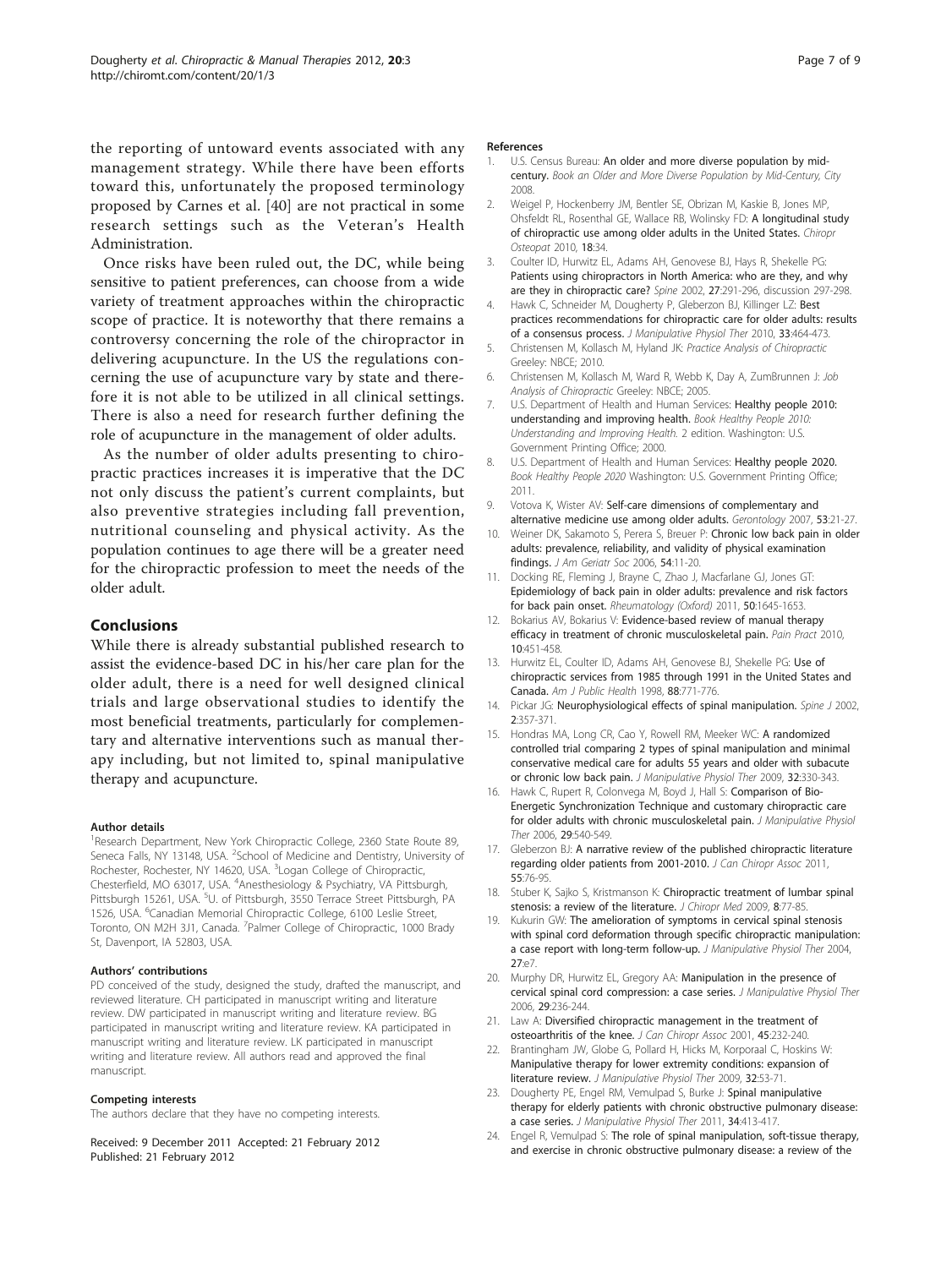the reporting of untoward events associated with any management strategy. While there have been efforts toward this, unfortunately the proposed terminology proposed by Carnes et al. [40] are not practical in some research settings such as the Veteran's Health Administration.

Once risks have been ruled out, the DC, while being sensitive to patient preferences, can choose from a wide variety of treatment approaches within the chiropractic scope of practice. It is noteworthy that there remains a controversy concerning the role of the chiropractor in delivering acupuncture. In the US the regulations concerning the use of acupuncture vary by state and therefore it is not able to be utilized in all clinical settings. There is also a need for research further defining the role of acupuncture in the management of older adults.

As the number of older adults presenting to chiropractic practices increases it is imperative that the DC not only discuss the patient's current complaints, but also preventive strategies including fall prevention, nutritional counseling and physical activity. As the population continues to age there will be a greater need for the chiropractic profession to meet the needs of the older adult.

## Conclusions

While there is already substantial published research to assist the evidence-based DC in his/her care plan for the older adult, there is a need for well designed clinical trials and large observational studies to identify the most beneficial treatments, particularly for complementary and alternative interventions such as manual therapy including, but not limited to, spinal manipulative therapy and acupuncture.

#### Author details

[1]Research Department, New York Chiropractic College, 2360 State Route 89, Seneca Falls, NY 13148, USA. [2]School of Medicine and Dentistry, University of Rochester, Rochester, NY 14620, USA. [3]Logan College of Chiropractic, Chesterfield, MO 63017, USA. [4]Anesthesiology & Psychiatry, VA Pittsburgh, Pittsburgh 15261, USA. [5]U. of Pittsburgh, 3550 Terrace Street Pittsburgh, PA 1526, USA. [6]Canadian Memorial Chiropractic College, 6100 Leslie Street, Toronto, ON M2H 3J1, Canada. [7]Palmer College of Chiropractic, 1000 Brady St, Davenport, IA 52803, USA.

#### Authors' contributions

PD conceived of the study, designed the study, drafted the manuscript, and reviewed literature. CH participated in manuscript writing and literature review. DW participated in manuscript writing and literature review. BG participated in manuscript writing and literature review. KA participated in manuscript writing and literature review. LK participated in manuscript writing and literature review. All authors read and approved the final manuscript.

#### Competing interests

The authors declare that they have no competing interests.

Received: 9 December 2011 Accepted: 21 February 2012
Published: 21 February 2012

#### References

1. U.S. Census Bureau: **An older and more diverse population by mid-century.** *Book an Older and More Diverse Population by Mid-Century, City* 2008.
2. Weigel P, Hockenberry JM, Bentler SE, Obrizan M, Kaskie B, Jones MP, Ohsfeldt RL, Rosenthal GE, Wallace RB, Wolinsky FD: **A longitudinal study of chiropractic use among older adults in the United States.** *Chiropr Osteopat* 2010, **18**:34.
3. Coulter ID, Hurwitz EL, Adams AH, Genovese BJ, Hays R, Shekelle PG: **Patients using chiropractors in North America: who are they, and why are they in chiropractic care?** *Spine* 2002, **27**:291-296, discussion 297-298.
4. Hawk C, Schneider M, Dougherty P, Gleberzon BJ, Killinger LZ: **Best practices recommendations for chiropractic care for older adults: results of a consensus process.** *J Manipulative Physiol Ther* 2010, **33**:464-473.
5. Christensen M, Kollasch M, Hyland JK: *Practice Analysis of Chiropractic* Greeley: NBCE; 2010.
6. Christensen M, Kollasch M, Ward R, Webb K, Day A, ZumBrunnen J: *Job Analysis of Chiropractic* Greeley: NBCE; 2005.
7. U.S. Department of Health and Human Services: **Healthy people 2010: understanding and improving health.** *Book Healthy People 2010: Understanding and Improving Health.* 2 edition. Washington: U.S. Government Printing Office; 2000.
8. U.S. Department of Health and Human Services: **Healthy people 2020.** *Book Healthy People 2020* Washington: U.S. Government Printing Office; 2011.
9. Votova K, Wister AV: **Self-care dimensions of complementary and alternative medicine use among older adults.** *Gerontology* 2007, **53**:21-27.
10. Weiner DK, Sakamoto S, Perera S, Breuer P: **Chronic low back pain in older adults: prevalence, reliability, and validity of physical examination findings.** *J Am Geriatr Soc* 2006, **54**:11-20.
11. Docking RE, Fleming J, Brayne C, Zhao J, Macfarlane GJ, Jones GT: **Epidemiology of back pain in older adults: prevalence and risk factors for back pain onset.** *Rheumatology (Oxford)* 2011, **50**:1645-1653.
12. Bokarius AV, Bokarius V: **Evidence-based review of manual therapy efficacy in treatment of chronic musculoskeletal pain.** *Pain Pract* 2010, **10**:451-458.
13. Hurwitz EL, Coulter ID, Adams AH, Genovese BJ, Shekelle PG: **Use of chiropractic services from 1985 through 1991 in the United States and Canada.** *Am J Public Health* 1998, **88**:771-776.
14. Pickar JG: **Neurophysiological effects of spinal manipulation.** *Spine J* 2002, **2**:357-371.
15. Hondras MA, Long CR, Cao Y, Rowell RM, Meeker WC: **A randomized controlled trial comparing 2 types of spinal manipulation and minimal conservative medical care for adults 55 years and older with subacute or chronic low back pain.** *J Manipulative Physiol Ther* 2009, **32**:330-343.
16. Hawk C, Rupert R, Colonvega M, Boyd J, Hall S: **Comparison of Bio-Energetic Synchronization Technique and customary chiropractic care for older adults with chronic musculoskeletal pain.** *J Manipulative Physiol Ther* 2006, **29**:540-549.
17. Gleberzon BJ: **A narrative review of the published chiropractic literature regarding older patients from 2001-2010.** *J Can Chiropr Assoc* 2011, **55**:76-95.
18. Stuber K, Sajko S, Kristmanson K: **Chiropractic treatment of lumbar spinal stenosis: a review of the literature.** *J Chiropr Med* 2009, **8**:77-85.
19. Kukurin GW: **The amelioration of symptoms in cervical spinal stenosis with spinal cord deformation through specific chiropractic manipulation: a case report with long-term follow-up.** *J Manipulative Physiol Ther* 2004, **27**:e7.
20. Murphy DR, Hurwitz EL, Gregory AA: **Manipulation in the presence of cervical spinal cord compression: a case series.** *J Manipulative Physiol Ther* 2006, **29**:236-244.
21. Law A: **Diversified chiropractic management in the treatment of osteoarthritis of the knee.** *J Can Chiropr Assoc* 2001, **45**:232-240.
22. Brantingham JW, Globe G, Pollard H, Hicks M, Korporaal C, Hoskins W: **Manipulative therapy for lower extremity conditions: expansion of literature review.** *J Manipulative Physiol Ther* 2009, **32**:53-71.
23. Dougherty PE, Engel RM, Vemulpad S, Burke J: **Spinal manipulative therapy for elderly patients with chronic obstructive pulmonary disease: a case series.** *J Manipulative Physiol Ther* 2011, **34**:413-417.
24. Engel R, Vemulpad S: **The role of spinal manipulation, soft-tissue therapy, and exercise in chronic obstructive pulmonary disease: a review of the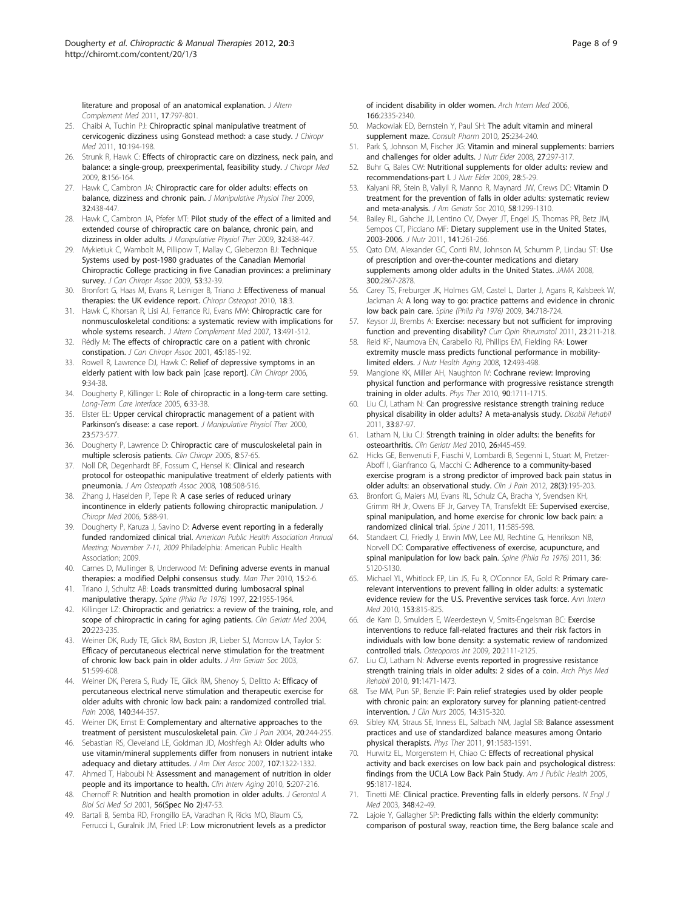literature and proposal of an anatomical explanation. *J Altern Complement Med* 2011, **17**:797-801.

25. Chaibi A, Tuchin PJ: **Chiropractic spinal manipulative treatment of cervicogenic dizziness using Gonstead method: a case study.** *J Chiropr Med* 2011, **10**:194-198.
26. Strunk R, Hawk C: **Effects of chiropractic care on dizziness, neck pain, and balance: a single-group, preexperimental, feasibility study.** *J Chiropr Med* 2009, **8**:156-164.
27. Hawk C, Cambron JA: **Chiropractic care for older adults: effects on balance, dizziness and chronic pain.** *J Manipulative Physiol Ther* 2009, **32**:438-447.
28. Hawk C, Cambron JA, Pfefer MT: **Pilot study of the effect of a limited and extended course of chiropractic care on balance, chronic pain, and dizziness in older adults.** *J Manipulative Physiol Ther* 2009, **32**:438-447.
29. Mykietiuk C, Wambolt M, Pillipow T, Mallay C, Gleberzon BJ: **Technique Systems used by post-1980 graduates of the Canadian Memorial Chiropractic College practicing in five Canadian provinces: a preliminary survey.** *J Can Chiropr Assoc* 2009, **53**:32-39.
30. Bronfort G, Haas M, Evans R, Leiniger B, Triano J: **Effectiveness of manual therapies: the UK evidence report.** *Chiropr Osteopat* 2010, **18**:3.
31. Hawk C, Khorsan R, Lisi AJ, Ferrance RJ, Evans MW: **Chiropractic care for nonmusculoskeletal conditions: a systematic review with implications for whole systems research.** *J Altern Complement Med* 2007, **13**:491-512.
32. Rédly M: **The effects of chiropractic care on a patient with chronic constipation.** *J Can Chiropr Assoc* 2001, **45**:185-192.
33. Rowell R, Lawrence DJ, Hawk C: **Relief of depressive symptoms in an elderly patient with low back pain [case report].** *Clin Chiropr* 2006, **9**:34-38.
34. Dougherty P, Killinger L: **Role of chiropractic in a long-term care setting.** *Long-Term Care Interface* 2005, **6**:33-38.
35. Elster EL: **Upper cervical chiropractic management of a patient with Parkinson's disease: a case report.** *J Manipulative Physiol Ther* 2000, **23**:573-577.
36. Dougherty P, Lawrence D: **Chiropractic care of musculoskeletal pain in multiple sclerosis patients.** *Clin Chiropr* 2005, **8**:57-65.
37. Noll DR, Degenhardt BF, Fossum C, Hensel K: **Clinical and research protocol for osteopathic manipulative treatment of elderly patients with pneumonia.** *J Am Osteopath Assoc* 2008, **108**:508-516.
38. Zhang J, Haselden P, Tepe R: **A case series of reduced urinary incontinence in elderly patients following chiropractic manipulation.** *J Chiropr Med* 2006, **5**:88-91.
39. Dougherty P, Karuza J, Savino D: **Adverse event reporting in a federally funded randomized clinical trial.** *American Public Health Association Annual Meeting; November 7-11, 2009* Philadelphia: American Public Health Association; 2009.
40. Carnes D, Mullinger B, Underwood M: **Defining adverse events in manual therapies: a modified Delphi consensus study.** *Man Ther* 2010, **15**:2-6.
41. Triano J, Schultz AB: **Loads transmitted during lumbosacral spinal manipulative therapy.** *Spine (Phila Pa 1976)* 1997, **22**:1955-1964.
42. Killinger LZ: **Chiropractic and geriatrics: a review of the training, role, and scope of chiropractic in caring for aging patients.** *Clin Geriatr Med* 2004, **20**:223-235.
43. Weiner DK, Rudy TE, Glick RM, Boston JR, Lieber SJ, Morrow LA, Taylor S: **Efficacy of percutaneous electrical nerve stimulation for the treatment of chronic low back pain in older adults.** *J Am Geriatr Soc* 2003, **51**:599-608.
44. Weiner DK, Perera S, Rudy TE, Glick RM, Shenoy S, Delitto A: **Efficacy of percutaneous electrical nerve stimulation and therapeutic exercise for older adults with chronic low back pain: a randomized controlled trial.** *Pain* 2008, **140**:344-357.
45. Weiner DK, Ernst E: **Complementary and alternative approaches to the treatment of persistent musculoskeletal pain.** *Clin J Pain* 2004, **20**:244-255.
46. Sebastian RS, Cleveland LE, Goldman JD, Moshfegh AJ: **Older adults who use vitamin/mineral supplements differ from nonusers in nutrient intake adequacy and dietary attitudes.** *J Am Diet Assoc* 2007, **107**:1322-1332.
47. Ahmed T, Haboubi N: **Assessment and management of nutrition in older people and its importance to health.** *Clin Interv Aging* 2010, **5**:207-216.
48. Chernoff R: **Nutrition and health promotion in older adults.** *J Gerontol A Biol Sci Med Sci* 2001, **56(Spec No 2)**:47-53.
49. Bartali B, Semba RD, Frongillo EA, Varadhan R, Ricks MO, Blaum CS, Ferrucci L, Guralnik JM, Fried LP: **Low micronutrient levels as a predictor of incident disability in older women.** *Arch Intern Med* 2006, **166**:2335-2340.
50. Mackowiak ED, Bernstein Y, Paul SH: **The adult vitamin and mineral supplement maze.** *Consult Pharm* 2010, **25**:234-240.
51. Park S, Johnson M, Fischer JG: **Vitamin and mineral supplements: barriers and challenges for older adults.** *J Nutr Elder* 2008, **27**:297-317.
52. Buhr G, Bales CW: **Nutritional supplements for older adults: review and recommendations-part I.** *J Nutr Elder* 2009, **28**:5-29.
53. Kalyani RR, Stein B, Valiyil R, Manno R, Maynard JW, Crews DC: **Vitamin D treatment for the prevention of falls in older adults: systematic review and meta-analysis.** *J Am Geriatr Soc* 2010, **58**:1299-1310.
54. Bailey RL, Gahche JJ, Lentino CV, Dwyer JT, Engel JS, Thomas PR, Betz JM, Sempos CT, Picciano MF: **Dietary supplement use in the United States, 2003-2006.** *J Nutr* 2011, **141**:261-266.
55. Qato DM, Alexander GC, Conti RM, Johnson M, Schumm P, Lindau ST: **Use of prescription and over-the-counter medications and dietary supplements among older adults in the United States.** *JAMA* 2008, **300**:2867-2878.
56. Carey TS, Freburger JK, Holmes GM, Castel L, Darter J, Agans R, Kalsbeek W, Jackman A: **A long way to go: practice patterns and evidence in chronic low back pain care.** *Spine (Phila Pa 1976)* 2009, **34**:718-724.
57. Keysor JJ, Brembs A: **Exercise: necessary but not sufficient for improving function and preventing disability?** *Curr Opin Rheumatol* 2011, **23**:211-218.
58. Reid KF, Naumova EN, Carabello RJ, Phillips EM, Fielding RA: **Lower extremity muscle mass predicts functional performance in mobility-limited elders.** *J Nutr Health Aging* 2008, **12**:493-498.
59. Mangione KK, Miller AH, Naughton IV: **Cochrane review: Improving physical function and performance with progressive resistance strength training in older adults.** *Phys Ther* 2010, **90**:1711-1715.
60. Liu CJ, Latham N: **Can progressive resistance strength training reduce physical disability in older adults? A meta-analysis study.** *Disabil Rehabil* 2011, **33**:87-97.
61. Latham N, Liu CJ: **Strength training in older adults: the benefits for osteoarthritis.** *Clin Geriatr Med* 2010, **26**:445-459.
62. Hicks GE, Benvenuti F, Fiaschi V, Lombardi B, Segenni L, Stuart M, Pretzer-Aboff I, Gianfranco G, Macchi C: **Adherence to a community-based exercise program is a strong predictor of improved back pain status in older adults: an observational study.** *Clin J Pain* 2012, **28(3)**:195-203.
63. Bronfort G, Maiers MJ, Evans RL, Schulz CA, Bracha Y, Svendsen KH, Grimm RH Jr, Owens EF Jr, Garvey TA, Transfeldt EE: **Supervised exercise, spinal manipulation, and home exercise for chronic low back pain: a randomized clinical trial.** *Spine J* 2011, **11**:585-598.
64. Standaert CJ, Friedly J, Erwin MW, Lee MJ, Rechtine G, Henrikson NB, Norvell DC: **Comparative effectiveness of exercise, acupuncture, and spinal manipulation for low back pain.** *Spine (Phila Pa 1976)* 2011, **36**: S120-S130.
65. Michael YL, Whitlock EP, Lin JS, Fu R, O'Connor EA, Gold R: **Primary care-relevant interventions to prevent falling in older adults: a systematic evidence review for the U.S. Preventive services task force.** *Ann Intern Med* 2010, **153**:815-825.
66. de Kam D, Smulders E, Weerdesteyn V, Smits-Engelsman BC: **Exercise interventions to reduce fall-related fractures and their risk factors in individuals with low bone density: a systematic review of randomized controlled trials.** *Osteoporos Int* 2009, **20**:2111-2125.
67. Liu CJ, Latham N: **Adverse events reported in progressive resistance strength training trials in older adults: 2 sides of a coin.** *Arch Phys Med Rehabil* 2010, **91**:1471-1473.
68. Tse MM, Pun SP, Benzie IF: **Pain relief strategies used by older people with chronic pain: an exploratory survey for planning patient-centred intervention.** *J Clin Nurs* 2005, **14**:315-320.
69. Sibley KM, Straus SE, Inness EL, Salbach NM, Jaglal SB: **Balance assessment practices and use of standardized balance measures among Ontario physical therapists.** *Phys Ther* 2011, **91**:1583-1591.
70. Hurwitz EL, Morgenstern H, Chiao C: **Effects of recreational physical activity and back exercises on low back pain and psychological distress: findings from the UCLA Low Back Pain Study.** *Am J Public Health* 2005, **95**:1817-1824.
71. Tinetti ME: **Clinical practice. Preventing falls in elderly persons.** *N Engl J Med* 2003, **348**:42-49.
72. Lajoie Y, Gallagher SP: **Predicting falls within the elderly community: comparison of postural sway, reaction time, the Berg balance scale and**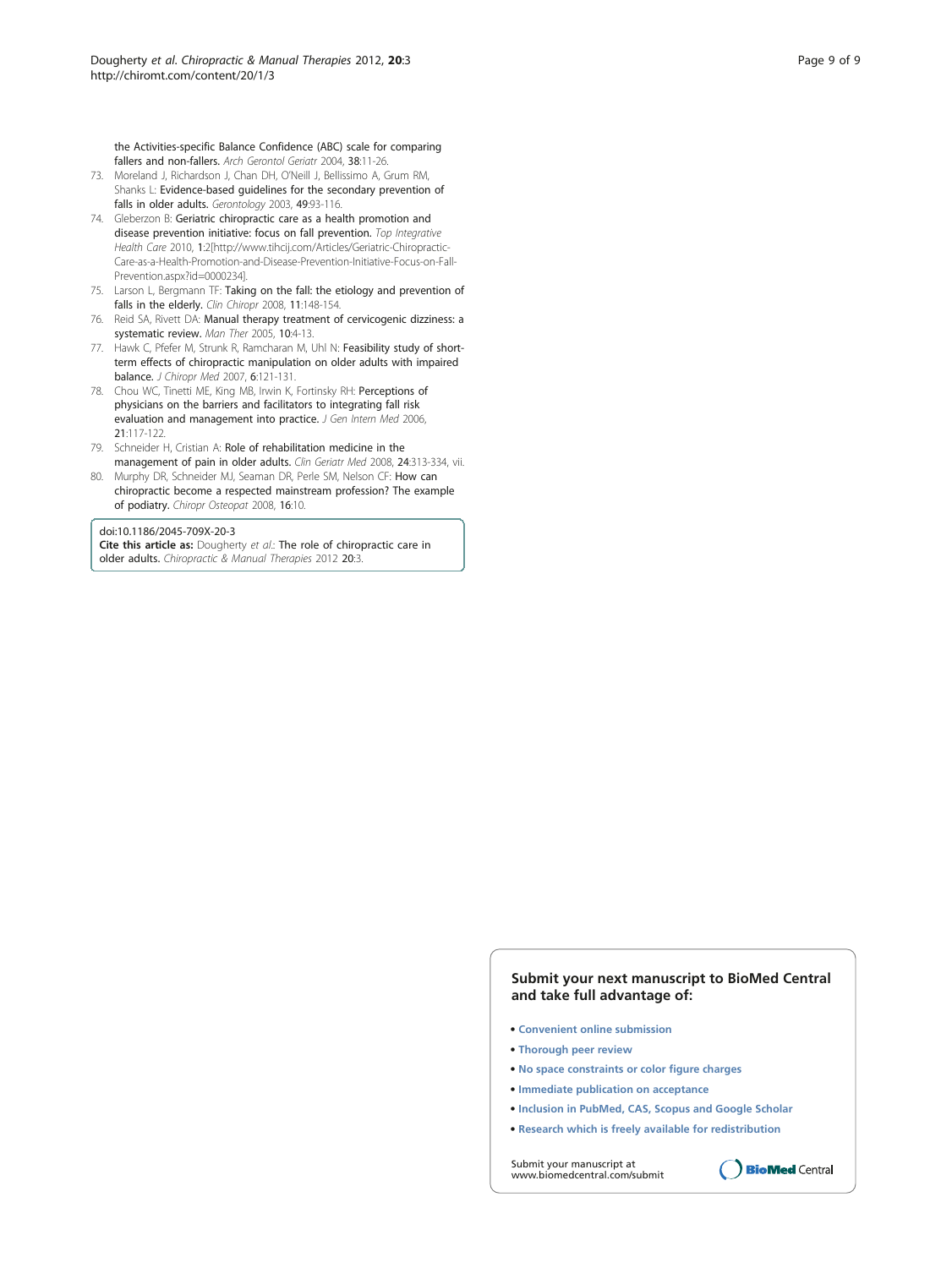the Activities-specific Balance Confidence (ABC) scale for comparing fallers and non-fallers. *Arch Gerontol Geriatr* 2004, **38**:11-26.

73. Moreland J, Richardson J, Chan DH, O'Neill J, Bellissimo A, Grum RM, Shanks L: **Evidence-based guidelines for the secondary prevention of falls in older adults.** *Gerontology* 2003, **49**:93-116.
74. Gleberzon B: **Geriatric chiropractic care as a health promotion and disease prevention initiative: focus on fall prevention.** *Top Integrative Health Care* 2010, **1**:2[http://www.tihcij.com/Articles/Geriatric-Chiropractic-Care-as-a-Health-Promotion-and-Disease-Prevention-Initiative-Focus-on-Fall-Prevention.aspx?id=0000234].
75. Larson L, Bergmann TF: **Taking on the fall: the etiology and prevention of falls in the elderly.** *Clin Chiropr* 2008, **11**:148-154.
76. Reid SA, Rivett DA: **Manual therapy treatment of cervicogenic dizziness: a systematic review.** *Man Ther* 2005, **10**:4-13.
77. Hawk C, Pfefer M, Strunk R, Ramcharan M, Uhl N: **Feasibility study of short-term effects of chiropractic manipulation on older adults with impaired balance.** *J Chiropr Med* 2007, **6**:121-131.
78. Chou WC, Tinetti ME, King MB, Irwin K, Fortinsky RH: **Perceptions of physicians on the barriers and facilitators to integrating fall risk evaluation and management into practice.** *J Gen Intern Med* 2006, **21**:117-122.
79. Schneider H, Cristian A: **Role of rehabilitation medicine in the management of pain in older adults.** *Clin Geriatr Med* 2008, **24**:313-334, vii.
80. Murphy DR, Schneider MJ, Seaman DR, Perle SM, Nelson CF: **How can chiropractic become a respected mainstream profession? The example of podiatry.** *Chiropr Osteopat* 2008, **16**:10.

doi:10.1186/2045-709X-20-3
**Cite this article as:** Dougherty *et al.*: The role of chiropractic care in older adults. *Chiropractic & Manual Therapies* 2012 **20**:3.

**Submit your next manuscript to BioMed Central and take full advantage of:**

- **Convenient online submission**
- **Thorough peer review**
- **No space constraints or color figure charges**
- **Immediate publication on acceptance**
- **Inclusion in PubMed, CAS, Scopus and Google Scholar**
- **Research which is freely available for redistribution**

Submit your manuscript at
www.biomedcentral.com/submit

BioMed Central